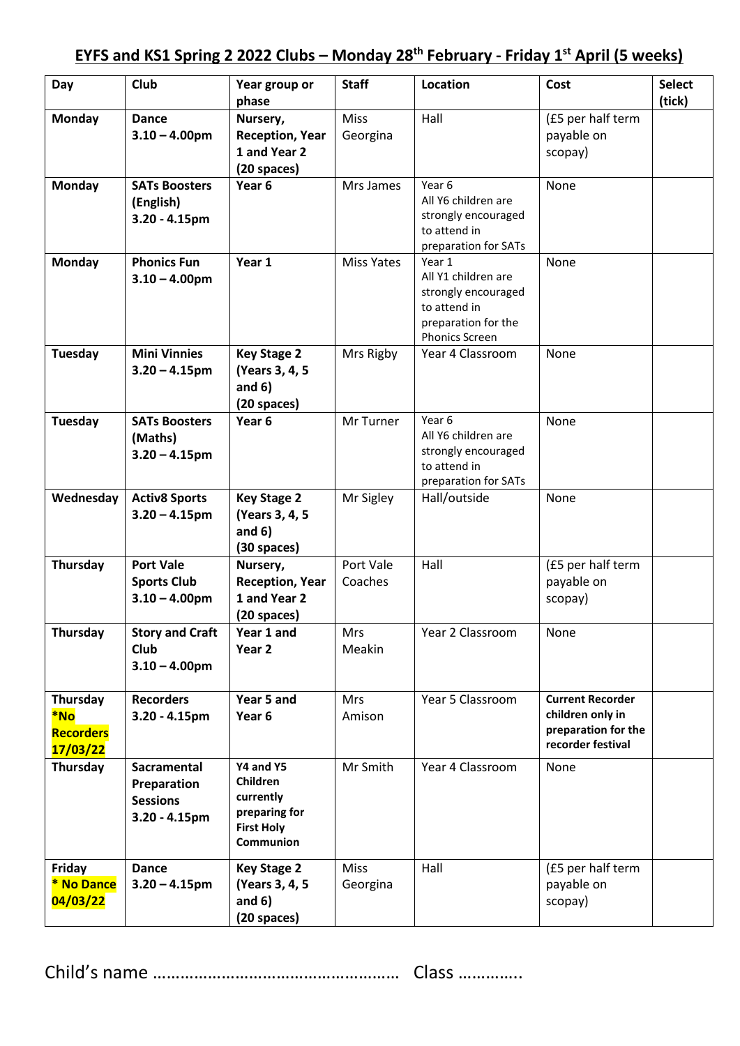# EYFS and KS1 Spring 2 2022 Clubs – Monday 28th February - Friday 1st April (5 weeks)

| Day | Club | Year group or phase | Staff | Location | Cost | Select (tick) |
|---|---|---|---|---|---|---|
| **Monday** | **Dance 3.10 – 4.00pm** | **Nursery, Reception, Year 1 and Year 2 (20 spaces)** | Miss Georgina | Hall | (£5 per half term payable on scopay) | |
| **Monday** | **SATs Boosters (English) 3.20 - 4.15pm** | **Year 6** | Mrs James | Year 6 All Y6 children are strongly encouraged to attend in preparation for SATs | None | |
| **Monday** | **Phonics Fun 3.10 – 4.00pm** | **Year 1** | Miss Yates | Year 1 All Y1 children are strongly encouraged to attend in preparation for the Phonics Screen | None | |
| **Tuesday** | **Mini Vinnies 3.20 – 4.15pm** | **Key Stage 2 (Years 3, 4, 5 and 6) (20 spaces)** | Mrs Rigby | Year 4 Classroom | None | |
| **Tuesday** | **SATs Boosters (Maths) 3.20 – 4.15pm** | **Year 6** | Mr Turner | Year 6 All Y6 children are strongly encouraged to attend in preparation for SATs | None | |
| **Wednesday** | **Activ8 Sports 3.20 – 4.15pm** | **Key Stage 2 (Years 3, 4, 5 and 6) (30 spaces)** | Mr Sigley | Hall/outside | None | |
| **Thursday** | **Port Vale Sports Club 3.10 – 4.00pm** | **Nursery, Reception, Year 1 and Year 2 (20 spaces)** | Port Vale Coaches | Hall | (£5 per half term payable on scopay) | |
| **Thursday** | **Story and Craft Club 3.10 – 4.00pm** | **Year 1 and Year 2** | Mrs Meakin | Year 2 Classroom | None | |
| **Thursday *No Recorders 17/03/22** | **Recorders 3.20 - 4.15pm** | **Year 5 and Year 6** | Mrs Amison | Year 5 Classroom | **Current Recorder children only in preparation for the recorder festival** | |
| **Thursday** | **Sacramental Preparation Sessions 3.20 - 4.15pm** | **Y4 and Y5 Children currently preparing for First Holy Communion** | Mr Smith | Year 4 Classroom | None | |
| **Friday * No Dance 04/03/22** | **Dance 3.20 – 4.15pm** | **Key Stage 2 (Years 3, 4, 5 and 6) (20 spaces)** | Miss Georgina | Hall | (£5 per half term payable on scopay) | |

Child's name ……………………………………………… Class …………..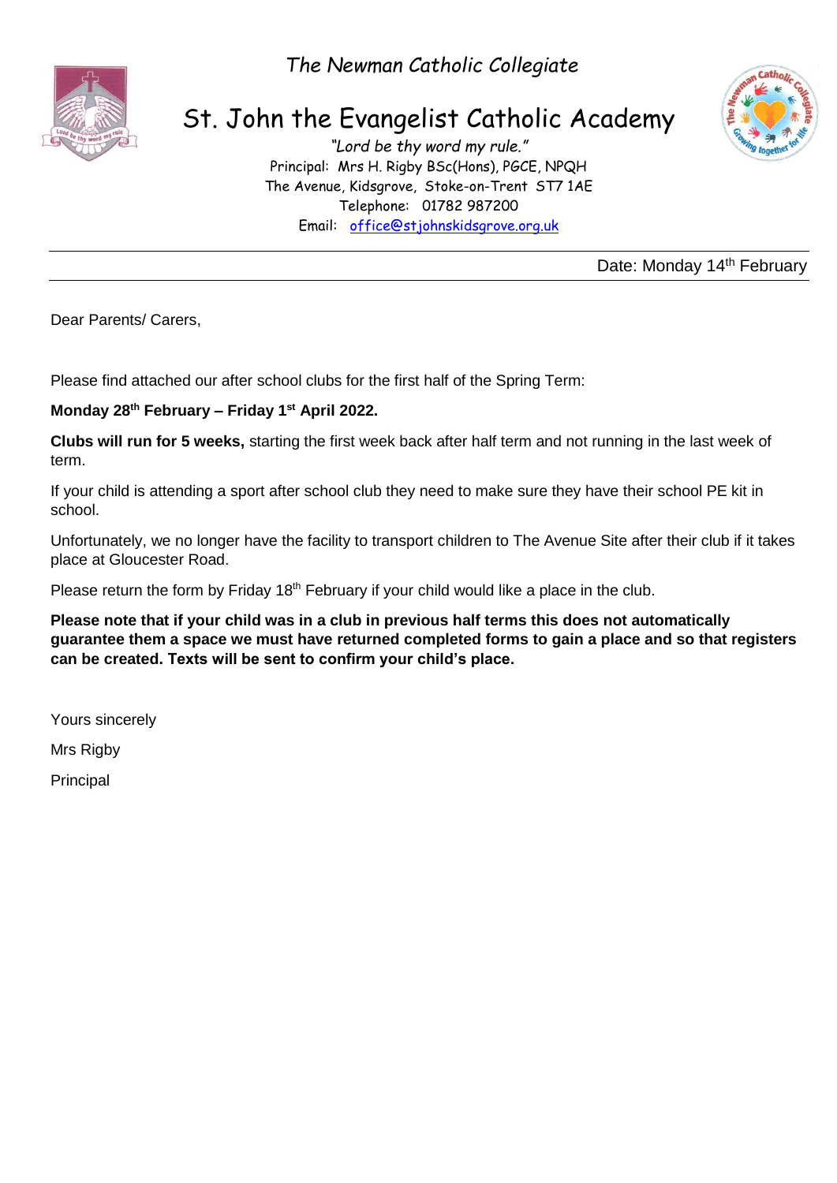*The Newman Catholic Collegiate*

# St. John the Evangelist Catholic Academy

*"Lord be thy word my rule."*

Principal: Mrs H. Rigby BSc(Hons), PGCE, NPQH
The Avenue, Kidsgrove, Stoke-on-Trent ST7 1AE
Telephone: 01782 987200
Email: office@stjohnskidsgrove.org.uk

Date: Monday 14th February

Dear Parents/ Carers,

Please find attached our after school clubs for the first half of the Spring Term:

**Monday 28th February – Friday 1st April 2022.**

**Clubs will run for 5 weeks,** starting the first week back after half term and not running in the last week of term.

If your child is attending a sport after school club they need to make sure they have their school PE kit in school.

Unfortunately, we no longer have the facility to transport children to The Avenue Site after their club if it takes place at Gloucester Road.

Please return the form by Friday 18th February if your child would like a place in the club.

**Please note that if your child was in a club in previous half terms this does not automatically guarantee them a space we must have returned completed forms to gain a place and so that registers can be created. Texts will be sent to confirm your child's place.**

Yours sincerely

Mrs Rigby

Principal